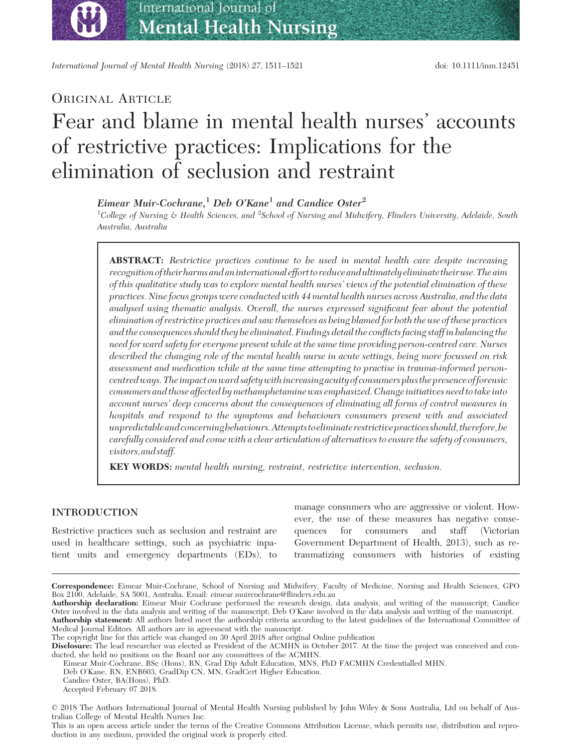ORIGINAL ARTICLE

# Fear and blame in mental health nurses' accounts of restrictive practices: Implications for the elimination of seclusion and restraint

***Eimear Muir-Cochrane,[1] Deb O'Kane[1] and Candice Oster[2]***

[1]*College of Nursing & Health Sciences, and* [2]*School of Nursing and Midwifery, Flinders University, Adelaide, South Australia, Australia*

**ABSTRACT:** *Restrictive practices continue to be used in mental health care despite increasing recognition of their harms and an international effort to reduce and ultimately eliminate their use. The aim of this qualitative study was to explore mental health nurses' views of the potential elimination of these practices. Nine focus groups were conducted with 44 mental health nurses across Australia, and the data analysed using thematic analysis. Overall, the nurses expressed significant fear about the potential elimination of restrictive practices and saw themselves as being blamed for both the use of these practices and the consequences should they be eliminated. Findings detail the conflicts facing staff in balancing the need for ward safety for everyone present while at the same time providing person-centred care. Nurses described the changing role of the mental health nurse in acute settings, being more focussed on risk assessment and medication while at the same time attempting to practise in trauma-informed person-centred ways. The impact on ward safety with increasing acuity of consumers plus the presence of forensic consumers and those affected by methamphetamine was emphasized. Change initiatives need to take into account nurses' deep concerns about the consequences of eliminating all forms of control measures in hospitals and respond to the symptoms and behaviours consumers present with and associated unpredictable and concerning behaviours. Attempts to eliminate restrictive practices should, therefore, be carefully considered and come with a clear articulation of alternatives to ensure the safety of consumers, visitors, and staff.*

**KEY WORDS:** *mental health nursing, restraint, restrictive intervention, seclusion.*

## INTRODUCTION

Restrictive practices such as seclusion and restraint are used in healthcare settings, such as psychiatric inpatient units and emergency departments (EDs), to manage consumers who are aggressive or violent. However, the use of these measures has negative consequences for consumers and staff (Victorian Government Department of Health, 2013), such as retraumatizing consumers with histories of existing

---

**Correspondence:** Eimear Muir-Cochrane, School of Nursing and Midwifery, Faculty of Medicine, Nursing and Health Sciences, GPO Box 2100, Adelaide, SA 5001, Australia. Email: eimear.muircochrane@flinders.edu.au

**Authorship declaration:** Eimear Muir Cochrane performed the research design, data analysis, and writing of the manuscript; Candice Oster involved in the data analysis and writing of the manuscript; Deb O'Kane involved in the data analysis and writing of the manuscript.

**Authorship statement:** All authors listed meet the authorship criteria according to the latest guidelines of the International Committee of Medical Journal Editors. All authors are in agreement with the manuscript.

The copyright line for this article was changed on 30 April 2018 after original Online publication

**Disclosure:** The lead researcher was elected as President of the ACMHN in October 2017. At the time the project was conceived and conducted, she held no positions on the Board nor any committees of the ACMHN.

Eimear Muir-Cochrane, BSc (Hons), RN, Grad Dip Adult Education, MNS, PhD FACMHN Credentialled MHN.

Deb O'Kane, RN, ENB603, GradDip CN, MN, GradCert Higher Education.

Candice Oster, BA(Hons), PhD.

Accepted February 07 2018.

© 2018 The Authors International Journal of Mental Health Nursing published by John Wiley & Sons Australia, Ltd on behalf of Australian College of Mental Health Nurses Inc.

This is an open access article under the terms of the Creative Commons Attribution License, which permits use, distribution and reproduction in any medium, provided the original work is properly cited.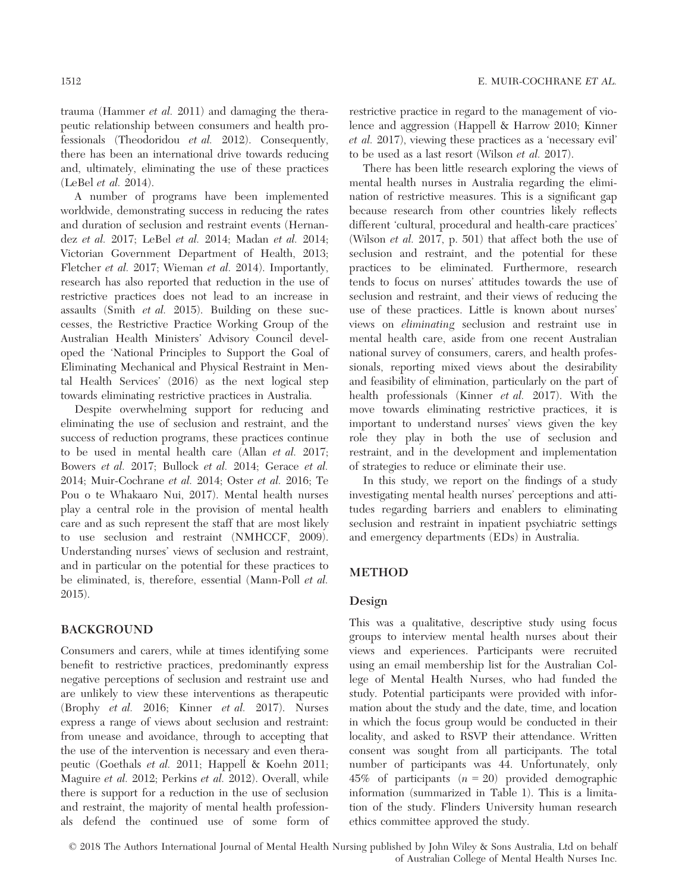trauma (Hammer *et al.* 2011) and damaging the therapeutic relationship between consumers and health professionals (Theodoridou *et al.* 2012). Consequently, there has been an international drive towards reducing and, ultimately, eliminating the use of these practices (LeBel *et al.* 2014).

A number of programs have been implemented worldwide, demonstrating success in reducing the rates and duration of seclusion and restraint events (Hernandez *et al.* 2017; LeBel *et al.* 2014; Madan *et al.* 2014; Victorian Government Department of Health, 2013; Fletcher *et al.* 2017; Wieman *et al.* 2014). Importantly, research has also reported that reduction in the use of restrictive practices does not lead to an increase in assaults (Smith *et al.* 2015). Building on these successes, the Restrictive Practice Working Group of the Australian Health Ministers' Advisory Council developed the 'National Principles to Support the Goal of Eliminating Mechanical and Physical Restraint in Mental Health Services' (2016) as the next logical step towards eliminating restrictive practices in Australia.

Despite overwhelming support for reducing and eliminating the use of seclusion and restraint, and the success of reduction programs, these practices continue to be used in mental health care (Allan *et al.* 2017; Bowers *et al.* 2017; Bullock *et al.* 2014; Gerace *et al.* 2014; Muir-Cochrane *et al.* 2014; Oster *et al.* 2016; Te Pou o te Whakaaro Nui, 2017). Mental health nurses play a central role in the provision of mental health care and as such represent the staff that are most likely to use seclusion and restraint (NMHCCF, 2009). Understanding nurses' views of seclusion and restraint, and in particular on the potential for these practices to be eliminated, is, therefore, essential (Mann-Poll *et al.* 2015).

## BACKGROUND

Consumers and carers, while at times identifying some benefit to restrictive practices, predominantly express negative perceptions of seclusion and restraint use and are unlikely to view these interventions as therapeutic (Brophy *et al.* 2016; Kinner *et al.* 2017). Nurses express a range of views about seclusion and restraint: from unease and avoidance, through to accepting that the use of the intervention is necessary and even therapeutic (Goethals *et al.* 2011; Happell & Koehn 2011; Maguire *et al.* 2012; Perkins *et al.* 2012). Overall, while there is support for a reduction in the use of seclusion and restraint, the majority of mental health professionals defend the continued use of some form of restrictive practice in regard to the management of violence and aggression (Happell & Harrow 2010; Kinner *et al.* 2017), viewing these practices as a 'necessary evil' to be used as a last resort (Wilson *et al.* 2017).

There has been little research exploring the views of mental health nurses in Australia regarding the elimination of restrictive measures. This is a significant gap because research from other countries likely reflects different 'cultural, procedural and health-care practices' (Wilson *et al.* 2017, p. 501) that affect both the use of seclusion and restraint, and the potential for these practices to be eliminated. Furthermore, research tends to focus on nurses' attitudes towards the use of seclusion and restraint, and their views of reducing the use of these practices. Little is known about nurses' views on *eliminating* seclusion and restraint use in mental health care, aside from one recent Australian national survey of consumers, carers, and health professionals, reporting mixed views about the desirability and feasibility of elimination, particularly on the part of health professionals (Kinner *et al.* 2017). With the move towards eliminating restrictive practices, it is important to understand nurses' views given the key role they play in both the use of seclusion and restraint, and in the development and implementation of strategies to reduce or eliminate their use.

In this study, we report on the findings of a study investigating mental health nurses' perceptions and attitudes regarding barriers and enablers to eliminating seclusion and restraint in inpatient psychiatric settings and emergency departments (EDs) in Australia.

## METHOD

### Design

This was a qualitative, descriptive study using focus groups to interview mental health nurses about their views and experiences. Participants were recruited using an email membership list for the Australian College of Mental Health Nurses, who had funded the study. Potential participants were provided with information about the study and the date, time, and location in which the focus group would be conducted in their locality, and asked to RSVP their attendance. Written consent was sought from all participants. The total number of participants was 44. Unfortunately, only 45% of participants ($n = 20$) provided demographic information (summarized in Table 1). This is a limitation of the study. Flinders University human research ethics committee approved the study.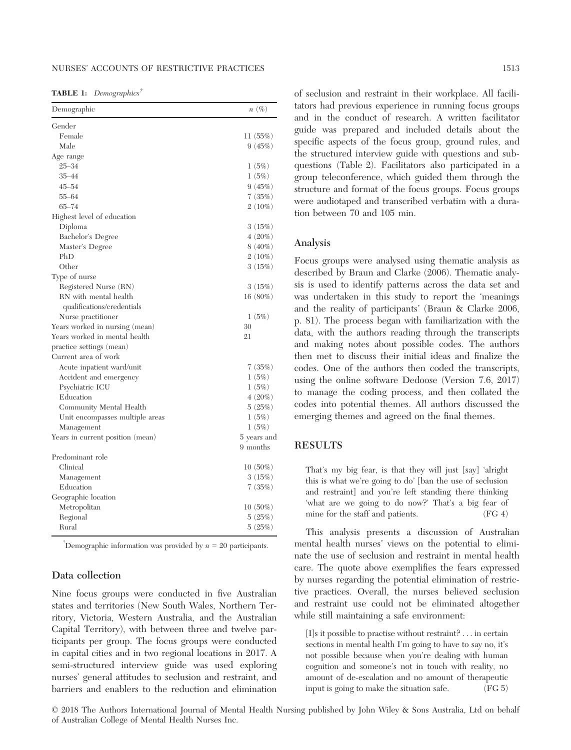**TABLE 1:** *Demographics*[†]

| Demographic | n (%) |
|---|---|
| Gender | |
| Female | 11 (55%) |
| Male | 9 (45%) |
| Age range | |
| 25–34 | 1 (5%) |
| 35–44 | 1 (5%) |
| 45–54 | 9 (45%) |
| 55–64 | 7 (35%) |
| 65–74 | 2 (10%) |
| Highest level of education | |
| Diploma | 3 (15%) |
| Bachelor's Degree | 4 (20%) |
| Master's Degree | 8 (40%) |
| PhD | 2 (10%) |
| Other | 3 (15%) |
| Type of nurse | |
| Registered Nurse (RN) | 3 (15%) |
| RN with mental health qualifications/credentials | 16 (80%) |
| Nurse practitioner | 1 (5%) |
| Years worked in nursing (mean) | 30 |
| Years worked in mental health practice settings (mean) | 21 |
| Current area of work | |
| Acute inpatient ward/unit | 7 (35%) |
| Accident and emergency | 1 (5%) |
| Psychiatric ICU | 1 (5%) |
| Education | 4 (20%) |
| Community Mental Health | 5 (25%) |
| Unit encompasses multiple areas | 1 (5%) |
| Management | 1 (5%) |
| Years in current position (mean) | 5 years and 9 months |
| Predominant role | |
| Clinical | 10 (50%) |
| Management | 3 (15%) |
| Education | 7 (35%) |
| Geographic location | |
| Metropolitan | 10 (50%) |
| Regional | 5 (25%) |
| Rural | 5 (25%) |

[†]Demographic information was provided by $n = 20$ participants.

### Data collection

Nine focus groups were conducted in five Australian states and territories (New South Wales, Northern Territory, Victoria, Western Australia, and the Australian Capital Territory), with between three and twelve participants per group. The focus groups were conducted in capital cities and in two regional locations in 2017. A semi-structured interview guide was used exploring nurses' general attitudes to seclusion and restraint, and barriers and enablers to the reduction and elimination of seclusion and restraint in their workplace. All facilitators had previous experience in running focus groups and in the conduct of research. A written facilitator guide was prepared and included details about the specific aspects of the focus group, ground rules, and the structured interview guide with questions and subquestions (Table 2). Facilitators also participated in a group teleconference, which guided them through the structure and format of the focus groups. Focus groups were audiotaped and transcribed verbatim with a duration between 70 and 105 min.

### Analysis

Focus groups were analysed using thematic analysis as described by Braun and Clarke (2006). Thematic analysis is used to identify patterns across the data set and was undertaken in this study to report the 'meanings and the reality of participants' (Braun & Clarke 2006, p. 81). The process began with familiarization with the data, with the authors reading through the transcripts and making notes about possible codes. The authors then met to discuss their initial ideas and finalize the codes. One of the authors then coded the transcripts, using the online software Dedoose (Version 7.6, 2017) to manage the coding process, and then collated the codes into potential themes. All authors discussed the emerging themes and agreed on the final themes.

## RESULTS

> That's my big fear, is that they will just [say] 'alright this is what we're going to do' [ban the use of seclusion and restraint] and you're left standing there thinking 'what are we going to do now?' That's a big fear of mine for the staff and patients. (FG 4)

This analysis presents a discussion of Australian mental health nurses' views on the potential to eliminate the use of seclusion and restraint in mental health care. The quote above exemplifies the fears expressed by nurses regarding the potential elimination of restrictive practices. Overall, the nurses believed seclusion and restraint use could not be eliminated altogether while still maintaining a safe environment:

> [I]s it possible to practise without restraint? . . . in certain sections in mental health I'm going to have to say no, it's not possible because when you're dealing with human cognition and someone's not in touch with reality, no amount of de-escalation and no amount of therapeutic input is going to make the situation safe. (FG 5)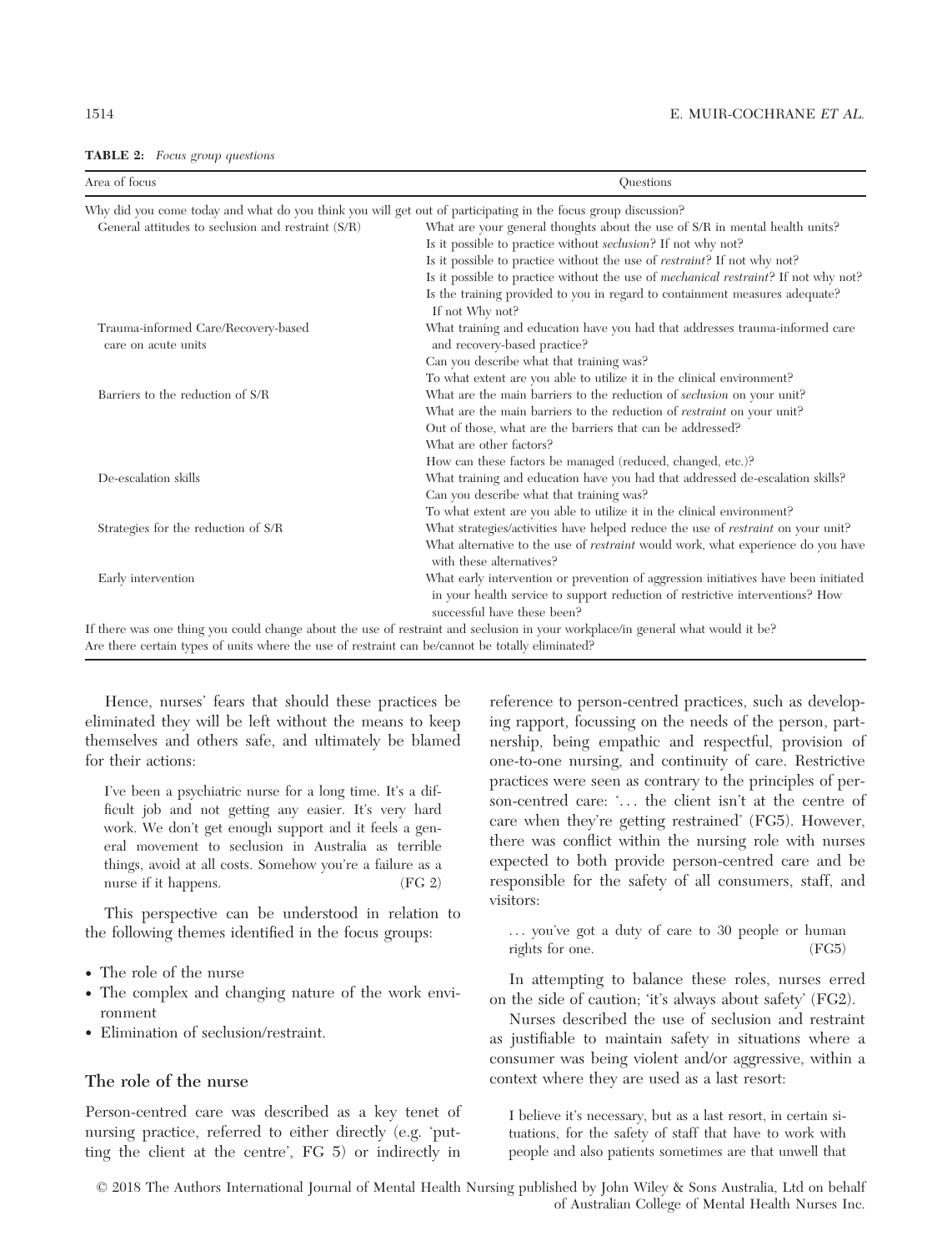**TABLE 2:** *Focus group questions*

| Area of focus | Questions |
|---|---|
| Why did you come today and what do you think you will get out of participating in the focus group discussion? | |
| General attitudes to seclusion and restraint (S/R) | What are your general thoughts about the use of S/R in mental health units? |
| | Is it possible to practice without *seclusion*? If not why not? |
| | Is it possible to practice without the use of *restraint*? If not why not? |
| | Is it possible to practice without the use of *mechanical restraint*? If not why not? |
| | Is the training provided to you in regard to containment measures adequate? If not Why not? |
| Trauma-informed Care/Recovery-based care on acute units | What training and education have you had that addresses trauma-informed care and recovery-based practice? |
| | Can you describe what that training was? |
| | To what extent are you able to utilize it in the clinical environment? |
| Barriers to the reduction of S/R | What are the main barriers to the reduction of *seclusion* on your unit? |
| | What are the main barriers to the reduction of *restraint* on your unit? |
| | Out of those, what are the barriers that can be addressed? |
| | What are other factors? |
| | How can these factors be managed (reduced, changed, etc.)? |
| De-escalation skills | What training and education have you had that addressed de-escalation skills? |
| | Can you describe what that training was? |
| | To what extent are you able to utilize it in the clinical environment? |
| Strategies for the reduction of S/R | What strategies/activities have helped reduce the use of *restraint* on your unit? |
| | What alternative to the use of *restraint* would work, what experience do you have with these alternatives? |
| Early intervention | What early intervention or prevention of aggression initiatives have been initiated in your health service to support reduction of restrictive interventions? How successful have these been? |
| If there was one thing you could change about the use of restraint and seclusion in your workplace/in general what would it be? | |
| Are there certain types of units where the use of restraint can be/cannot be totally eliminated? | |

Hence, nurses' fears that should these practices be eliminated they will be left without the means to keep themselves and others safe, and ultimately be blamed for their actions:

> I've been a psychiatric nurse for a long time. It's a difficult job and not getting any easier. It's very hard work. We don't get enough support and it feels a general movement to seclusion in Australia as terrible things, avoid at all costs. Somehow you're a failure as a nurse if it happens. (FG 2)

This perspective can be understood in relation to the following themes identified in the focus groups:

- The role of the nurse
- The complex and changing nature of the work environment
- Elimination of seclusion/restraint.

## The role of the nurse

Person-centred care was described as a key tenet of nursing practice, referred to either directly (e.g. 'putting the client at the centre', FG 5) or indirectly in reference to person-centred practices, such as developing rapport, focussing on the needs of the person, partnership, being empathic and respectful, provision of one-to-one nursing, and continuity of care. Restrictive practices were seen as contrary to the principles of person-centred care: '... the client isn't at the centre of care when they're getting restrained' (FG5). However, there was conflict within the nursing role with nurses expected to both provide person-centred care and be responsible for the safety of all consumers, staff, and visitors:

> ... you've got a duty of care to 30 people or human rights for one. (FG5)

In attempting to balance these roles, nurses erred on the side of caution; 'it's always about safety' (FG2).

Nurses described the use of seclusion and restraint as justifiable to maintain safety in situations where a consumer was being violent and/or aggressive, within a context where they are used as a last resort:

> I believe it's necessary, but as a last resort, in certain situations, for the safety of staff that have to work with people and also patients sometimes are that unwell that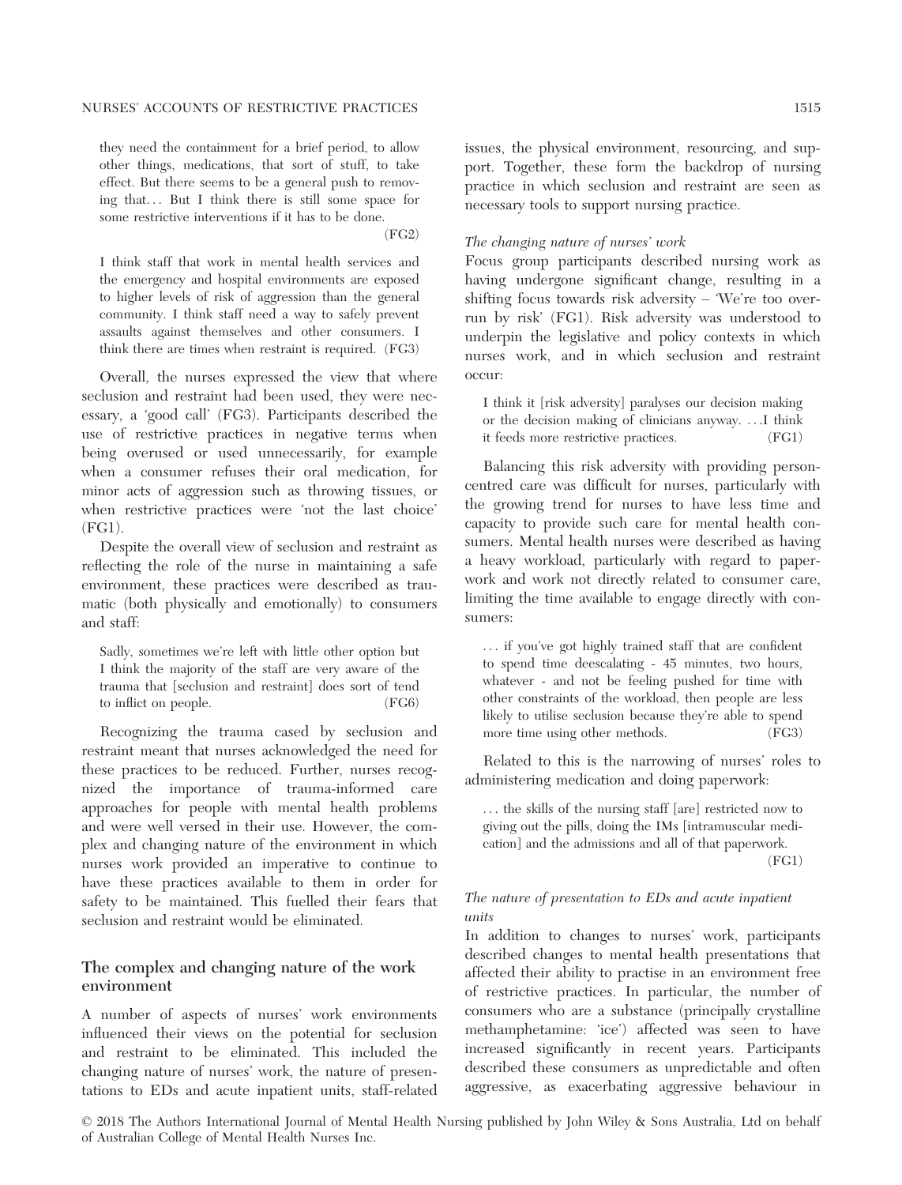they need the containment for a brief period, to allow other things, medications, that sort of stuff, to take effect. But there seems to be a general push to removing that… But I think there is still some space for some restrictive interventions if it has to be done. (FG2)

> I think staff that work in mental health services and the emergency and hospital environments are exposed to higher levels of risk of aggression than the general community. I think staff need a way to safely prevent assaults against themselves and other consumers. I think there are times when restraint is required. (FG3)

Overall, the nurses expressed the view that where seclusion and restraint had been used, they were necessary, a 'good call' (FG3). Participants described the use of restrictive practices in negative terms when being overused or used unnecessarily, for example when a consumer refuses their oral medication, for minor acts of aggression such as throwing tissues, or when restrictive practices were 'not the last choice' (FG1).

Despite the overall view of seclusion and restraint as reflecting the role of the nurse in maintaining a safe environment, these practices were described as traumatic (both physically and emotionally) to consumers and staff:

> Sadly, sometimes we're left with little other option but I think the majority of the staff are very aware of the trauma that [seclusion and restraint] does sort of tend to inflict on people. (FG6)

Recognizing the trauma cased by seclusion and restraint meant that nurses acknowledged the need for these practices to be reduced. Further, nurses recognized the importance of trauma-informed care approaches for people with mental health problems and were well versed in their use. However, the complex and changing nature of the environment in which nurses work provided an imperative to continue to have these practices available to them in order for safety to be maintained. This fuelled their fears that seclusion and restraint would be eliminated.

## The complex and changing nature of the work environment

A number of aspects of nurses' work environments influenced their views on the potential for seclusion and restraint to be eliminated. This included the changing nature of nurses' work, the nature of presentations to EDs and acute inpatient units, staff-related issues, the physical environment, resourcing, and support. Together, these form the backdrop of nursing practice in which seclusion and restraint are seen as necessary tools to support nursing practice.

### *The changing nature of nurses' work*

Focus group participants described nursing work as having undergone significant change, resulting in a shifting focus towards risk adversity – 'We're too overrun by risk' (FG1). Risk adversity was understood to underpin the legislative and policy contexts in which nurses work, and in which seclusion and restraint occur:

> I think it [risk adversity] paralyses our decision making or the decision making of clinicians anyway. …I think it feeds more restrictive practices. (FG1)

Balancing this risk adversity with providing person-centred care was difficult for nurses, particularly with the growing trend for nurses to have less time and capacity to provide such care for mental health consumers. Mental health nurses were described as having a heavy workload, particularly with regard to paperwork and work not directly related to consumer care, limiting the time available to engage directly with consumers:

> … if you've got highly trained staff that are confident to spend time deescalating - 45 minutes, two hours, whatever - and not be feeling pushed for time with other constraints of the workload, then people are less likely to utilise seclusion because they're able to spend more time using other methods. (FG3)

Related to this is the narrowing of nurses' roles to administering medication and doing paperwork:

> … the skills of the nursing staff [are] restricted now to giving out the pills, doing the IMs [intramuscular medication] and the admissions and all of that paperwork. (FG1)

### *The nature of presentation to EDs and acute inpatient units*

In addition to changes to nurses' work, participants described changes to mental health presentations that affected their ability to practise in an environment free of restrictive practices. In particular, the number of consumers who are a substance (principally crystalline methamphetamine: 'ice') affected was seen to have increased significantly in recent years. Participants described these consumers as unpredictable and often aggressive, as exacerbating aggressive behaviour in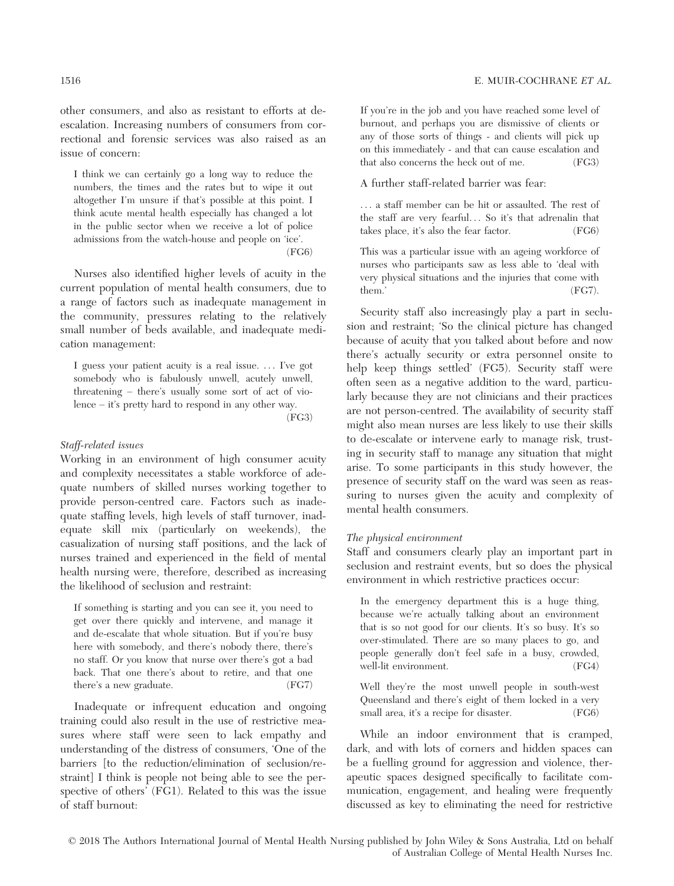other consumers, and also as resistant to efforts at de-escalation. Increasing numbers of consumers from correctional and forensic services was also raised as an issue of concern:

> I think we can certainly go a long way to reduce the numbers, the times and the rates but to wipe it out altogether I'm unsure if that's possible at this point. I think acute mental health especially has changed a lot in the public sector when we receive a lot of police admissions from the watch-house and people on 'ice'. (FG6)

Nurses also identified higher levels of acuity in the current population of mental health consumers, due to a range of factors such as inadequate management in the community, pressures relating to the relatively small number of beds available, and inadequate medication management:

> I guess your patient acuity is a real issue. … I've got somebody who is fabulously unwell, acutely unwell, threatening – there's usually some sort of act of violence – it's pretty hard to respond in any other way. (FG3)

*Staff-related issues*

Working in an environment of high consumer acuity and complexity necessitates a stable workforce of adequate numbers of skilled nurses working together to provide person-centred care. Factors such as inadequate staffing levels, high levels of staff turnover, inadequate skill mix (particularly on weekends), the casualization of nursing staff positions, and the lack of nurses trained and experienced in the field of mental health nursing were, therefore, described as increasing the likelihood of seclusion and restraint:

> If something is starting and you can see it, you need to get over there quickly and intervene, and manage it and de-escalate that whole situation. But if you're busy here with somebody, and there's nobody there, there's no staff. Or you know that nurse over there's got a bad back. That one there's about to retire, and that one there's a new graduate. (FG7)

Inadequate or infrequent education and ongoing training could also result in the use of restrictive measures where staff were seen to lack empathy and understanding of the distress of consumers, 'One of the barriers [to the reduction/elimination of seclusion/restraint] I think is people not being able to see the perspective of others' (FG1). Related to this was the issue of staff burnout:

> If you're in the job and you have reached some level of burnout, and perhaps you are dismissive of clients or any of those sorts of things - and clients will pick up on this immediately - and that can cause escalation and that also concerns the heck out of me. (FG3)

A further staff-related barrier was fear:

> … a staff member can be hit or assaulted. The rest of the staff are very fearful… So it's that adrenalin that takes place, it's also the fear factor. (FG6)

> This was a particular issue with an ageing workforce of nurses who participants saw as less able to 'deal with very physical situations and the injuries that come with them.' (FG7).

Security staff also increasingly play a part in seclusion and restraint; 'So the clinical picture has changed because of acuity that you talked about before and now there's actually security or extra personnel onsite to help keep things settled' (FG5). Security staff were often seen as a negative addition to the ward, particularly because they are not clinicians and their practices are not person-centred. The availability of security staff might also mean nurses are less likely to use their skills to de-escalate or intervene early to manage risk, trusting in security staff to manage any situation that might arise. To some participants in this study however, the presence of security staff on the ward was seen as reassuring to nurses given the acuity and complexity of mental health consumers.

*The physical environment*

Staff and consumers clearly play an important part in seclusion and restraint events, but so does the physical environment in which restrictive practices occur:

> In the emergency department this is a huge thing, because we're actually talking about an environment that is so not good for our clients. It's so busy. It's so over-stimulated. There are so many places to go, and people generally don't feel safe in a busy, crowded, well-lit environment. (FG4)

> Well they're the most unwell people in south-west Queensland and there's eight of them locked in a very small area, it's a recipe for disaster. (FG6)

While an indoor environment that is cramped, dark, and with lots of corners and hidden spaces can be a fuelling ground for aggression and violence, therapeutic spaces designed specifically to facilitate communication, engagement, and healing were frequently discussed as key to eliminating the need for restrictive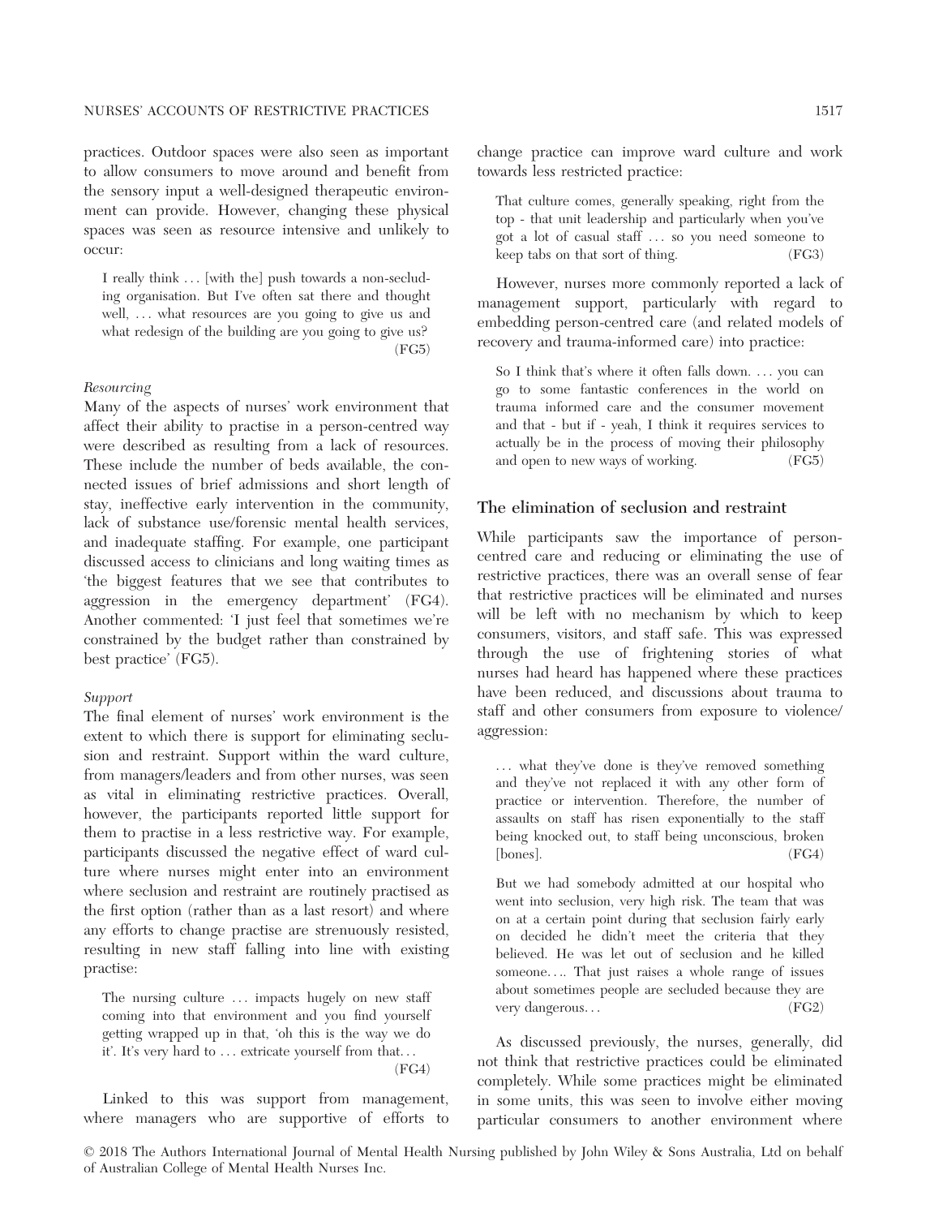practices. Outdoor spaces were also seen as important to allow consumers to move around and benefit from the sensory input a well-designed therapeutic environment can provide. However, changing these physical spaces was seen as resource intensive and unlikely to occur:

> I really think … [with the] push towards a non-secluding organisation. But I've often sat there and thought well, … what resources are you going to give us and what redesign of the building are you going to give us? (FG5)

*Resourcing*

Many of the aspects of nurses' work environment that affect their ability to practise in a person-centred way were described as resulting from a lack of resources. These include the number of beds available, the connected issues of brief admissions and short length of stay, ineffective early intervention in the community, lack of substance use/forensic mental health services, and inadequate staffing. For example, one participant discussed access to clinicians and long waiting times as 'the biggest features that we see that contributes to aggression in the emergency department' (FG4). Another commented: 'I just feel that sometimes we're constrained by the budget rather than constrained by best practice' (FG5).

*Support*

The final element of nurses' work environment is the extent to which there is support for eliminating seclusion and restraint. Support within the ward culture, from managers/leaders and from other nurses, was seen as vital in eliminating restrictive practices. Overall, however, the participants reported little support for them to practise in a less restrictive way. For example, participants discussed the negative effect of ward culture where nurses might enter into an environment where seclusion and restraint are routinely practised as the first option (rather than as a last resort) and where any efforts to change practise are strenuously resisted, resulting in new staff falling into line with existing practise:

> The nursing culture … impacts hugely on new staff coming into that environment and you find yourself getting wrapped up in that, 'oh this is the way we do it'. It's very hard to … extricate yourself from that… (FG4)

Linked to this was support from management, where managers who are supportive of efforts to change practice can improve ward culture and work towards less restricted practice:

> That culture comes, generally speaking, right from the top - that unit leadership and particularly when you've got a lot of casual staff … so you need someone to keep tabs on that sort of thing. (FG3)

However, nurses more commonly reported a lack of management support, particularly with regard to embedding person-centred care (and related models of recovery and trauma-informed care) into practice:

> So I think that's where it often falls down. … you can go to some fantastic conferences in the world on trauma informed care and the consumer movement and that - but if - yeah, I think it requires services to actually be in the process of moving their philosophy and open to new ways of working. (FG5)

## The elimination of seclusion and restraint

While participants saw the importance of person-centred care and reducing or eliminating the use of restrictive practices, there was an overall sense of fear that restrictive practices will be eliminated and nurses will be left with no mechanism by which to keep consumers, visitors, and staff safe. This was expressed through the use of frightening stories of what nurses had heard has happened where these practices have been reduced, and discussions about trauma to staff and other consumers from exposure to violence/aggression:

> … what they've done is they've removed something and they've not replaced it with any other form of practice or intervention. Therefore, the number of assaults on staff has risen exponentially to the staff being knocked out, to staff being unconscious, broken [bones]. (FG4)

> But we had somebody admitted at our hospital who went into seclusion, very high risk. The team that was on at a certain point during that seclusion fairly early on decided he didn't meet the criteria that they believed. He was let out of seclusion and he killed someone…. That just raises a whole range of issues about sometimes people are secluded because they are very dangerous… (FG2)

As discussed previously, the nurses, generally, did not think that restrictive practices could be eliminated completely. While some practices might be eliminated in some units, this was seen to involve either moving particular consumers to another environment where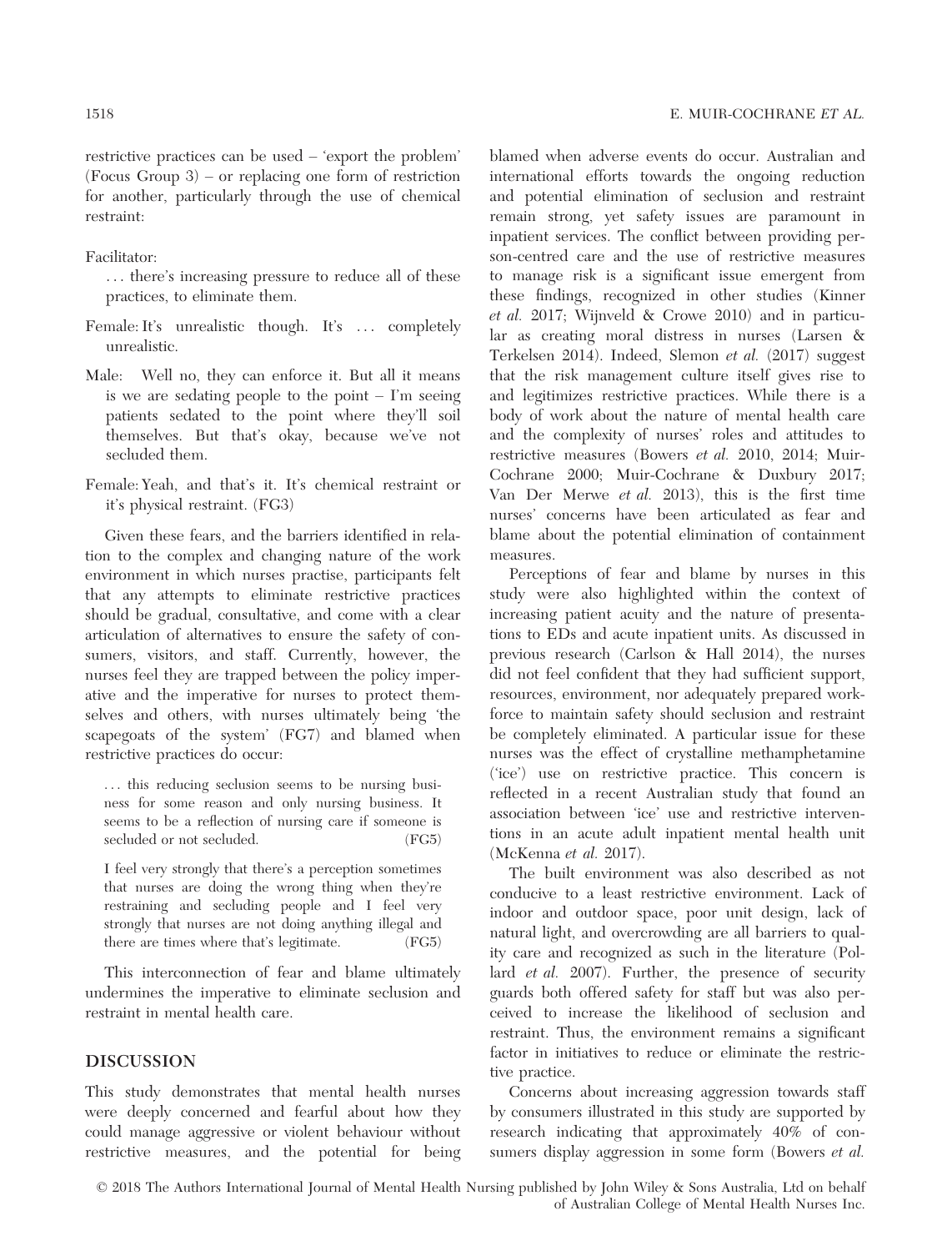restrictive practices can be used – 'export the problem' (Focus Group 3) – or replacing one form of restriction for another, particularly through the use of chemical restraint:

Facilitator:
: . . . there's increasing pressure to reduce all of these practices, to eliminate them.

Female: It's unrealistic though. It's . . . completely unrealistic.

Male: Well no, they can enforce it. But all it means is we are sedating people to the point – I'm seeing patients sedated to the point where they'll soil themselves. But that's okay, because we've not secluded them.

Female: Yeah, and that's it. It's chemical restraint or it's physical restraint. (FG3)

Given these fears, and the barriers identified in relation to the complex and changing nature of the work environment in which nurses practise, participants felt that any attempts to eliminate restrictive practices should be gradual, consultative, and come with a clear articulation of alternatives to ensure the safety of consumers, visitors, and staff. Currently, however, the nurses feel they are trapped between the policy imperative and the imperative for nurses to protect themselves and others, with nurses ultimately being 'the scapegoats of the system' (FG7) and blamed when restrictive practices do occur:

> . . . this reducing seclusion seems to be nursing business for some reason and only nursing business. It seems to be a reflection of nursing care if someone is secluded or not secluded. (FG5)

> I feel very strongly that there's a perception sometimes that nurses are doing the wrong thing when they're restraining and secluding people and I feel very strongly that nurses are not doing anything illegal and there are times where that's legitimate. (FG5)

This interconnection of fear and blame ultimately undermines the imperative to eliminate seclusion and restraint in mental health care.

## DISCUSSION

This study demonstrates that mental health nurses were deeply concerned and fearful about how they could manage aggressive or violent behaviour without restrictive measures, and the potential for being blamed when adverse events do occur. Australian and international efforts towards the ongoing reduction and potential elimination of seclusion and restraint remain strong, yet safety issues are paramount in inpatient services. The conflict between providing person-centred care and the use of restrictive measures to manage risk is a significant issue emergent from these findings, recognized in other studies (Kinner *et al.* 2017; Wijnveld & Crowe 2010) and in particular as creating moral distress in nurses (Larsen & Terkelsen 2014). Indeed, Slemon *et al.* (2017) suggest that the risk management culture itself gives rise to and legitimizes restrictive practices. While there is a body of work about the nature of mental health care and the complexity of nurses' roles and attitudes to restrictive measures (Bowers *et al.* 2010, 2014; Muir-Cochrane 2000; Muir-Cochrane & Duxbury 2017; Van Der Merwe *et al.* 2013), this is the first time nurses' concerns have been articulated as fear and blame about the potential elimination of containment measures.

Perceptions of fear and blame by nurses in this study were also highlighted within the context of increasing patient acuity and the nature of presentations to EDs and acute inpatient units. As discussed in previous research (Carlson & Hall 2014), the nurses did not feel confident that they had sufficient support, resources, environment, nor adequately prepared workforce to maintain safety should seclusion and restraint be completely eliminated. A particular issue for these nurses was the effect of crystalline methamphetamine ('ice') use on restrictive practice. This concern is reflected in a recent Australian study that found an association between 'ice' use and restrictive interventions in an acute adult inpatient mental health unit (McKenna *et al.* 2017).

The built environment was also described as not conducive to a least restrictive environment. Lack of indoor and outdoor space, poor unit design, lack of natural light, and overcrowding are all barriers to quality care and recognized as such in the literature (Pollard *et al.* 2007). Further, the presence of security guards both offered safety for staff but was also perceived to increase the likelihood of seclusion and restraint. Thus, the environment remains a significant factor in initiatives to reduce or eliminate the restrictive practice.

Concerns about increasing aggression towards staff by consumers illustrated in this study are supported by research indicating that approximately 40% of consumers display aggression in some form (Bowers *et al.*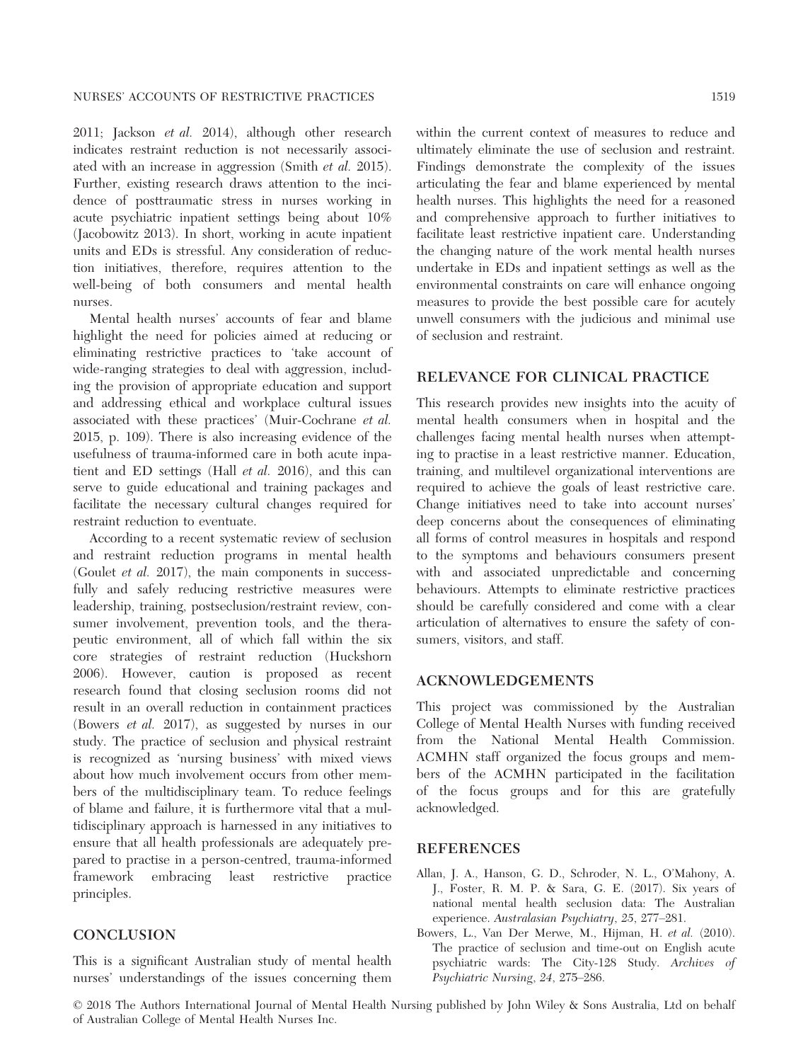2011; Jackson *et al.* 2014), although other research indicates restraint reduction is not necessarily associated with an increase in aggression (Smith *et al.* 2015). Further, existing research draws attention to the incidence of posttraumatic stress in nurses working in acute psychiatric inpatient settings being about 10% (Jacobowitz 2013). In short, working in acute inpatient units and EDs is stressful. Any consideration of reduction initiatives, therefore, requires attention to the well-being of both consumers and mental health nurses.

Mental health nurses' accounts of fear and blame highlight the need for policies aimed at reducing or eliminating restrictive practices to 'take account of wide-ranging strategies to deal with aggression, including the provision of appropriate education and support and addressing ethical and workplace cultural issues associated with these practices' (Muir-Cochrane *et al.* 2015, p. 109). There is also increasing evidence of the usefulness of trauma-informed care in both acute inpatient and ED settings (Hall *et al.* 2016), and this can serve to guide educational and training packages and facilitate the necessary cultural changes required for restraint reduction to eventuate.

According to a recent systematic review of seclusion and restraint reduction programs in mental health (Goulet *et al.* 2017), the main components in successfully and safely reducing restrictive measures were leadership, training, postseclusion/restraint review, consumer involvement, prevention tools, and the therapeutic environment, all of which fall within the six core strategies of restraint reduction (Huckshorn 2006). However, caution is proposed as recent research found that closing seclusion rooms did not result in an overall reduction in containment practices (Bowers *et al.* 2017), as suggested by nurses in our study. The practice of seclusion and physical restraint is recognized as 'nursing business' with mixed views about how much involvement occurs from other members of the multidisciplinary team. To reduce feelings of blame and failure, it is furthermore vital that a multidisciplinary approach is harnessed in any initiatives to ensure that all health professionals are adequately prepared to practise in a person-centred, trauma-informed framework embracing least restrictive practice principles.

## CONCLUSION

This is a significant Australian study of mental health nurses' understandings of the issues concerning them within the current context of measures to reduce and ultimately eliminate the use of seclusion and restraint. Findings demonstrate the complexity of the issues articulating the fear and blame experienced by mental health nurses. This highlights the need for a reasoned and comprehensive approach to further initiatives to facilitate least restrictive inpatient care. Understanding the changing nature of the work mental health nurses undertake in EDs and inpatient settings as well as the environmental constraints on care will enhance ongoing measures to provide the best possible care for acutely unwell consumers with the judicious and minimal use of seclusion and restraint.

## RELEVANCE FOR CLINICAL PRACTICE

This research provides new insights into the acuity of mental health consumers when in hospital and the challenges facing mental health nurses when attempting to practise in a least restrictive manner. Education, training, and multilevel organizational interventions are required to achieve the goals of least restrictive care. Change initiatives need to take into account nurses' deep concerns about the consequences of eliminating all forms of control measures in hospitals and respond to the symptoms and behaviours consumers present with and associated unpredictable and concerning behaviours. Attempts to eliminate restrictive practices should be carefully considered and come with a clear articulation of alternatives to ensure the safety of consumers, visitors, and staff.

## ACKNOWLEDGEMENTS

This project was commissioned by the Australian College of Mental Health Nurses with funding received from the National Mental Health Commission. ACMHN staff organized the focus groups and members of the ACMHN participated in the facilitation of the focus groups and for this are gratefully acknowledged.

## REFERENCES

Allan, J. A., Hanson, G. D., Schroder, N. L., O'Mahony, A. J., Foster, R. M. P. & Sara, G. E. (2017). Six years of national mental health seclusion data: The Australian experience. *Australasian Psychiatry*, *25*, 277–281.

Bowers, L., Van Der Merwe, M., Hijman, H. *et al.* (2010). The practice of seclusion and time-out on English acute psychiatric wards: The City-128 Study. *Archives of Psychiatric Nursing*, *24*, 275–286.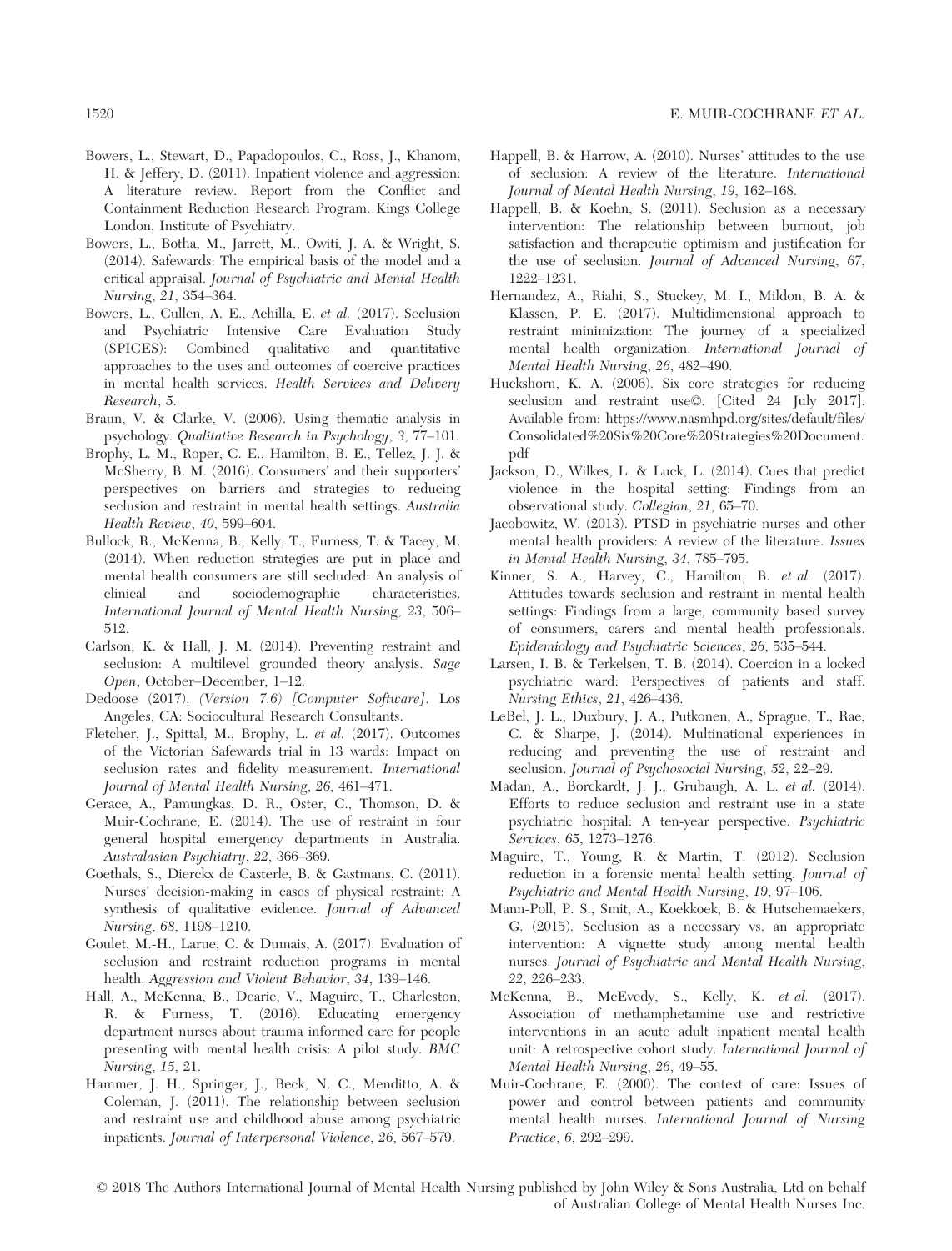Bowers, L., Stewart, D., Papadopoulos, C., Ross, J., Khanom, H. & Jeffery, D. (2011). Inpatient violence and aggression: A literature review. Report from the Conflict and Containment Reduction Research Program. Kings College London, Institute of Psychiatry.

Bowers, L., Botha, M., Jarrett, M., Owiti, J. A. & Wright, S. (2014). Safewards: The empirical basis of the model and a critical appraisal. *Journal of Psychiatric and Mental Health Nursing*, *21*, 354–364.

Bowers, L., Cullen, A. E., Achilla, E. *et al.* (2017). Seclusion and Psychiatric Intensive Care Evaluation Study (SPICES): Combined qualitative and quantitative approaches to the uses and outcomes of coercive practices in mental health services. *Health Services and Delivery Research*, *5*.

Braun, V. & Clarke, V. (2006). Using thematic analysis in psychology. *Qualitative Research in Psychology*, *3*, 77–101.

Brophy, L. M., Roper, C. E., Hamilton, B. E., Tellez, J. J. & McSherry, B. M. (2016). Consumers' and their supporters' perspectives on barriers and strategies to reducing seclusion and restraint in mental health settings. *Australia Health Review*, *40*, 599–604.

Bullock, R., McKenna, B., Kelly, T., Furness, T. & Tacey, M. (2014). When reduction strategies are put in place and mental health consumers are still secluded: An analysis of clinical and sociodemographic characteristics. *International Journal of Mental Health Nursing*, *23*, 506–512.

Carlson, K. & Hall, J. M. (2014). Preventing restraint and seclusion: A multilevel grounded theory analysis. *Sage Open*, October–December, 1–12.

Dedoose (2017). *(Version 7.6) [Computer Software]*. Los Angeles, CA: Sociocultural Research Consultants.

Fletcher, J., Spittal, M., Brophy, L. *et al.* (2017). Outcomes of the Victorian Safewards trial in 13 wards: Impact on seclusion rates and fidelity measurement. *International Journal of Mental Health Nursing*, *26*, 461–471.

Gerace, A., Pamungkas, D. R., Oster, C., Thomson, D. & Muir-Cochrane, E. (2014). The use of restraint in four general hospital emergency departments in Australia. *Australasian Psychiatry*, *22*, 366–369.

Goethals, S., Dierckx de Casterle, B. & Gastmans, C. (2011). Nurses' decision-making in cases of physical restraint: A synthesis of qualitative evidence. *Journal of Advanced Nursing*, *68*, 1198–1210.

Goulet, M.-H., Larue, C. & Dumais, A. (2017). Evaluation of seclusion and restraint reduction programs in mental health. *Aggression and Violent Behavior*, *34*, 139–146.

Hall, A., McKenna, B., Dearie, V., Maguire, T., Charleston, R. & Furness, T. (2016). Educating emergency department nurses about trauma informed care for people presenting with mental health crisis: A pilot study. *BMC Nursing*, *15*, 21.

Hammer, J. H., Springer, J., Beck, N. C., Menditto, A. & Coleman, J. (2011). The relationship between seclusion and restraint use and childhood abuse among psychiatric inpatients. *Journal of Interpersonal Violence*, *26*, 567–579.

Happell, B. & Harrow, A. (2010). Nurses' attitudes to the use of seclusion: A review of the literature. *International Journal of Mental Health Nursing*, *19*, 162–168.

Happell, B. & Koehn, S. (2011). Seclusion as a necessary intervention: The relationship between burnout, job satisfaction and therapeutic optimism and justification for the use of seclusion. *Journal of Advanced Nursing*, *67*, 1222–1231.

Hernandez, A., Riahi, S., Stuckey, M. I., Mildon, B. A. & Klassen, P. E. (2017). Multidimensional approach to restraint minimization: The journey of a specialized mental health organization. *International Journal of Mental Health Nursing*, *26*, 482–490.

Huckshorn, K. A. (2006). Six core strategies for reducing seclusion and restraint use©. [Cited 24 July 2017]. Available from: https://www.nasmhpd.org/sites/default/files/Consolidated%20Six%20Core%20Strategies%20Document.pdf

Jackson, D., Wilkes, L. & Luck, L. (2014). Cues that predict violence in the hospital setting: Findings from an observational study. *Collegian*, *21*, 65–70.

Jacobowitz, W. (2013). PTSD in psychiatric nurses and other mental health providers: A review of the literature. *Issues in Mental Health Nursing*, *34*, 785–795.

Kinner, S. A., Harvey, C., Hamilton, B. *et al.* (2017). Attitudes towards seclusion and restraint in mental health settings: Findings from a large, community based survey of consumers, carers and mental health professionals. *Epidemiology and Psychiatric Sciences*, *26*, 535–544.

Larsen, I. B. & Terkelsen, T. B. (2014). Coercion in a locked psychiatric ward: Perspectives of patients and staff. *Nursing Ethics*, *21*, 426–436.

LeBel, J. L., Duxbury, J. A., Putkonen, A., Sprague, T., Rae, C. & Sharpe, J. (2014). Multinational experiences in reducing and preventing the use of restraint and seclusion. *Journal of Psychosocial Nursing*, *52*, 22–29.

Madan, A., Borckardt, J. J., Grubaugh, A. L. *et al.* (2014). Efforts to reduce seclusion and restraint use in a state psychiatric hospital: A ten-year perspective. *Psychiatric Services*, *65*, 1273–1276.

Maguire, T., Young, R. & Martin, T. (2012). Seclusion reduction in a forensic mental health setting. *Journal of Psychiatric and Mental Health Nursing*, *19*, 97–106.

Mann-Poll, P. S., Smit, A., Koekkoek, B. & Hutschemaekers, G. (2015). Seclusion as a necessary vs. an appropriate intervention: A vignette study among mental health nurses. *Journal of Psychiatric and Mental Health Nursing*, *22*, 226–233.

McKenna, B., McEvedy, S., Kelly, K. *et al.* (2017). Association of methamphetamine use and restrictive interventions in an acute adult inpatient mental health unit: A retrospective cohort study. *International Journal of Mental Health Nursing*, *26*, 49–55.

Muir-Cochrane, E. (2000). The context of care: Issues of power and control between patients and community mental health nurses. *International Journal of Nursing Practice*, *6*, 292–299.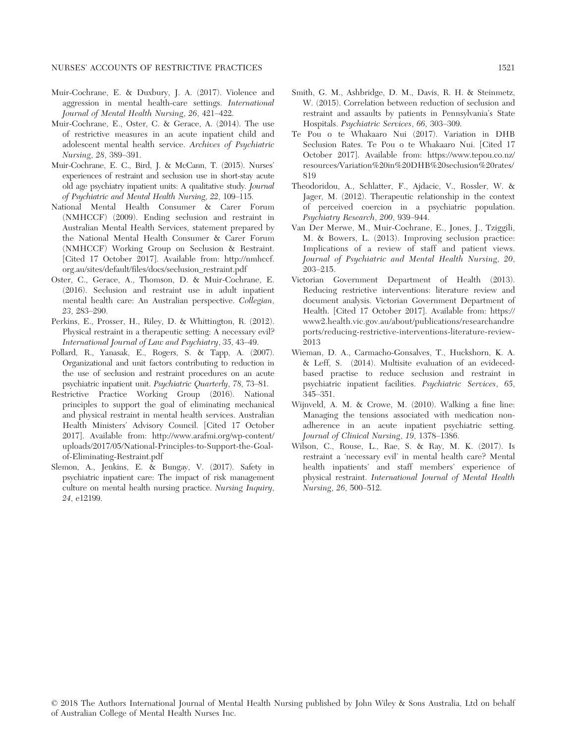Muir-Cochrane, E. & Duxbury, J. A. (2017). Violence and aggression in mental health-care settings. *International Journal of Mental Health Nursing*, *26*, 421–422.

Muir-Cochrane, E., Oster, C. & Gerace, A. (2014). The use of restrictive measures in an acute inpatient child and adolescent mental health service. *Archives of Psychiatric Nursing*, *28*, 389–391.

Muir-Cochrane, E. C., Bird, J. & McCann, T. (2015). Nurses' experiences of restraint and seclusion use in short-stay acute old age psychiatry inpatient units: A qualitative study. *Journal of Psychiatric and Mental Health Nursing*, *22*, 109–115.

National Mental Health Consumer & Carer Forum (NMHCCF) (2009). Ending seclusion and restraint in Australian Mental Health Services, statement prepared by the National Mental Health Consumer & Carer Forum (NMHCCF) Working Group on Seclusion & Restraint. [Cited 17 October 2017]. Available from: http://nmhccf.org.au/sites/default/files/docs/seclusion_restraint.pdf

Oster, C., Gerace, A., Thomson, D. & Muir-Cochrane, E. (2016). Seclusion and restraint use in adult inpatient mental health care: An Australian perspective. *Collegian*, *23*, 283–290.

Perkins, E., Prosser, H., Riley, D. & Whittington, R. (2012). Physical restraint in a therapeutic setting: A necessary evil? *International Journal of Law and Psychiatry*, *35*, 43–49.

Pollard, R., Yanasak, E., Rogers, S. & Tapp, A. (2007). Organizational and unit factors contributing to reduction in the use of seclusion and restraint procedures on an acute psychiatric inpatient unit. *Psychiatric Quarterly*, *78*, 73–81.

Restrictive Practice Working Group (2016). National principles to support the goal of eliminating mechanical and physical restraint in mental health services. Australian Health Ministers' Advisory Council. [Cited 17 October 2017]. Available from: http://www.arafmi.org/wp-content/uploads/2017/05/National-Principles-to-Support-the-Goal-of-Eliminating-Restraint.pdf

Slemon, A., Jenkins, E. & Bungay, V. (2017). Safety in psychiatric inpatient care: The impact of risk management culture on mental health nursing practice. *Nursing Inquiry*, *24*, e12199.

Smith, G. M., Ashbridge, D. M., Davis, R. H. & Steinmetz, W. (2015). Correlation between reduction of seclusion and restraint and assaults by patients in Pennsylvania's State Hospitals. *Psychiatric Services*, *66*, 303–309.

Te Pou o te Whakaaro Nui (2017). Variation in DHB Seclusion Rates. Te Pou o te Whakaaro Nui. [Cited 17 October 2017]. Available from: https://www.tepou.co.nz/resources/Variation%20in%20DHB%20seclusion%20rates/819

Theodoridou, A., Schlatter, F., Ajdacic, V., Rossler, W. & Jager, M. (2012). Therapeutic relationship in the context of perceived coercion in a psychiatric population. *Psychiatry Research*, *200*, 939–944.

Van Der Merwe, M., Muir-Cochrane, E., Jones, J., Tziggili, M. & Bowers, L. (2013). Improving seclusion practice: Implications of a review of staff and patient views. *Journal of Psychiatric and Mental Health Nursing*, *20*, 203–215.

Victorian Government Department of Health (2013). Reducing restrictive interventions: literature review and document analysis. Victorian Government Department of Health. [Cited 17 October 2017]. Available from: https://www2.health.vic.gov.au/about/publications/researchandreports/reducing-restrictive-interventions-literature-review-2013

Wieman, D. A., Carmacho-Gonsalves, T., Huckshorn, K. A. & Leff, S. (2014). Multisite evaluation of an evideced-based practise to reduce seclusion and restraint in psychiatric inpatient facilities. *Psychiatric Services*, *65*, 345–351.

Wijnveld, A. M. & Crowe, M. (2010). Walking a fine line: Managing the tensions associated with medication non-adherence in an acute inpatient psychiatric setting. *Journal of Clinical Nursing*, *19*, 1378–1386.

Wilson, C., Rouse, L., Rae, S. & Ray, M. K. (2017). Is restraint a 'necessary evil' in mental health care? Mental health inpatients' and staff members' experience of physical restraint. *International Journal of Mental Health Nursing*, *26*, 500–512.